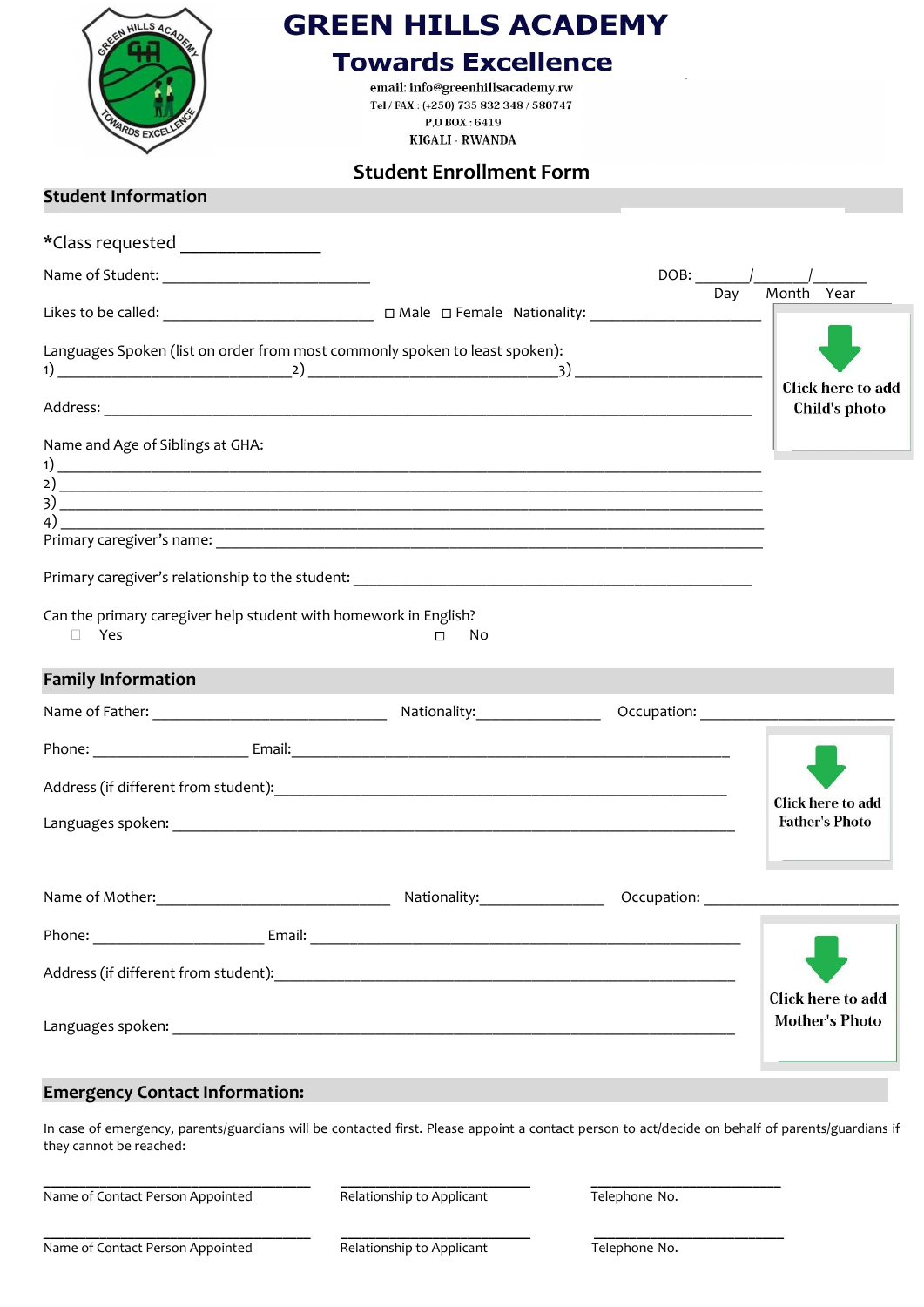# GREEN HILLS ACADEMY

## Towards Excellence

email: info@greenhillsacademy.rw
Tel / FAX : (+250) 735 832 348 / 580747
P.O BOX : 6419
KIGALI - RWANDA

## Student Enrollment Form

### Student Information

*Class requested _______________

Name of Student: ___________________________ DOB: _______/_______/_______
Day Month Year

Likes to be called: ___________________________ ☐ Male ☐ Female Nationality: ______________________

Click here to add Child's photo

Languages Spoken (list on order from most commonly spoken to least spoken):
1) ______________________________ 2) ______________________________ 3) ______________________________

Address: ____________________________________________________________________________________

Name and Age of Siblings at GHA:
1) ____________________________________________________________________________________
2) ____________________________________________________________________________________
3) ____________________________________________________________________________________
4) ____________________________________________________________________________________

Primary caregiver's name: ______________________________________________________________________

Primary caregiver's relationship to the student: _____________________________________________________

Can the primary caregiver help student with homework in English?
☐ Yes ☐ No

### Family Information

Name of Father: ______________________________ Nationality: ________________ Occupation: ________________________

Phone: ____________________ Email: ________________________________________________________

Address (if different from student): ______________________________________________________

Languages spoken: ____________________________________________________________________

Click here to add Father's Photo

Name of Mother: ______________________________ Nationality: ________________ Occupation: ________________________

Phone: ______________________ Email: ______________________________________________________

Address (if different from student): ______________________________________________________

Languages spoken: ____________________________________________________________________

Click here to add Mother's Photo

### Emergency Contact Information:

In case of emergency, parents/guardians will be contacted first. Please appoint a contact person to act/decide on behalf of parents/guardians if they cannot be reached:

| ______________________________ | ________________________ | ________________________ |
|---|---|---|
| Name of Contact Person Appointed | Relationship to Applicant | Telephone No. |
| ______________________________ | ________________________ | ________________________ |
| Name of Contact Person Appointed | Relationship to Applicant | Telephone No. |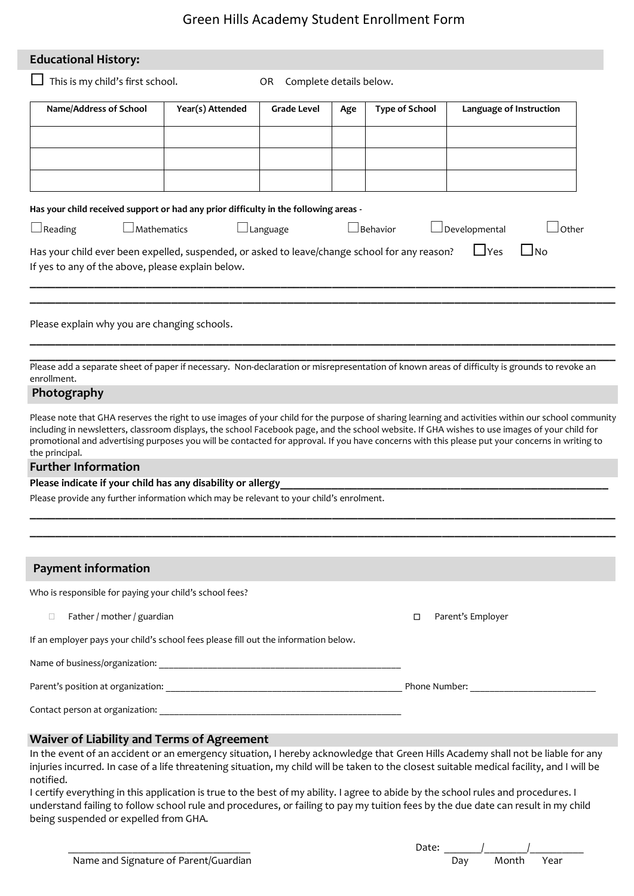# Green Hills Academy Student Enrollment Form

## Educational History:

☐ This is my child's first school. OR Complete details below.

| Name/Address of School | Year(s) Attended | Grade Level | Age | Type of School | Language of Instruction |
|---|---|---|---|---|---|
| | | | | | |
| | | | | | |
| | | | | | |

**Has your child received support or had any prior difficulty in the following areas -**

☐Reading ☐Mathematics ☐Language ☐Behavior ☐Developmental ☐Other

Has your child ever been expelled, suspended, or asked to leave/change school for any reason? ☐Yes ☐No

If yes to any of the above, please explain below.

_______________________________________________________________________________

_______________________________________________________________________________

Please explain why you are changing schools.

_______________________________________________________________________________

_______________________________________________________________________________

Please add a separate sheet of paper if necessary. Non-declaration or misrepresentation of known areas of difficulty is grounds to revoke an enrollment.

## Photography

Please note that GHA reserves the right to use images of your child for the purpose of sharing learning and activities within our school community including in newsletters, classroom displays, the school Facebook page, and the school website. If GHA wishes to use images of your child for promotional and advertising purposes you will be contacted for approval. If you have concerns with this please put your concerns in writing to the principal.

## Further Information

**Please indicate if your child has any disability or allergy**________________________________________

Please provide any further information which may be relevant to your child's enrolment.

_______________________________________________________________________________

_______________________________________________________________________________

## Payment information

Who is responsible for paying your child's school fees?

☐ Father / mother / guardian ☐ Parent's Employer

If an employer pays your child's school fees please fill out the information below.

Name of business/organization: ________________________________________

Parent's position at organization: ________________________________________ Phone Number: ____________________

Contact person at organization: ________________________________________

## Waiver of Liability and Terms of Agreement

In the event of an accident or an emergency situation, I hereby acknowledge that Green Hills Academy shall not be liable for any injuries incurred. In case of a life threatening situation, my child will be taken to the closest suitable medical facility, and I will be notified.

I certify everything in this application is true to the best of my ability. I agree to abide by the school rules and procedures. I understand failing to follow school rule and procedures, or failing to pay my tuition fees by the due date can result in my child being suspended or expelled from GHA.

____________________________________
Name and Signature of Parent/Guardian

Date: _______/________/__________
Day Month Year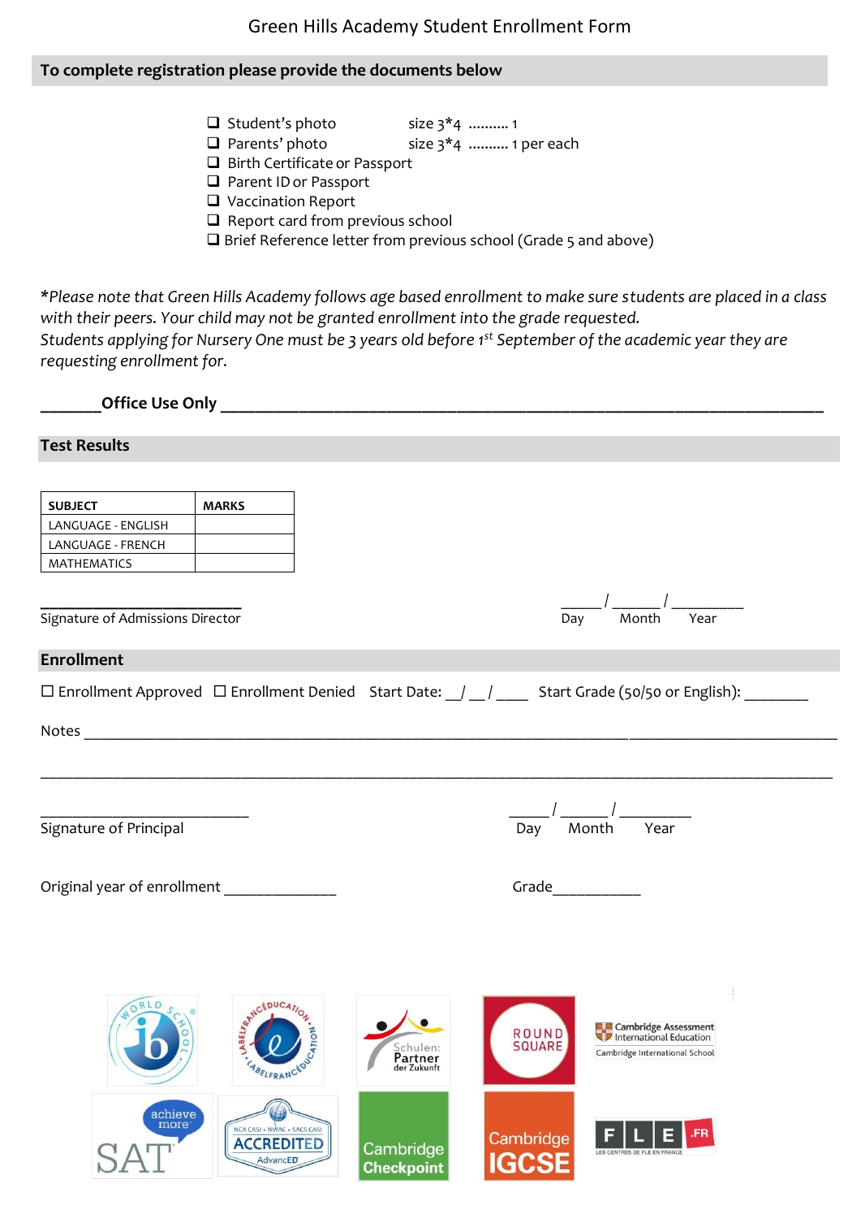# Green Hills Academy Student Enrollment Form

## To complete registration please provide the documents below

- ❑ Student's photo size 3*4 .......... 1
- ❑ Parents' photo size 3*4 .......... 1 per each
- ❑ Birth Certificate or Passport
- ❑ Parent ID or Passport
- ❑ Vaccination Report
- ❑ Report card from previous school
- ❑ Brief Reference letter from previous school (Grade 5 and above)

*\*Please note that Green Hills Academy follows age based enrollment to make sure students are placed in a class with their peers. Your child may not be granted enrollment into the grade requested.*
*Students applying for Nursery One must be 3 years old before 1st September of the academic year they are requesting enrollment for.*

**_______Office Use Only ______________________________________________________________**

## Test Results

| SUBJECT | MARKS |
|---|---|
| LANGUAGE - ENGLISH | |
| LANGUAGE - FRENCH | |
| MATHEMATICS | |

_________________________ 
Signature of Admissions Director

_____ / ______ / _________
Day Month Year

## Enrollment

☐ Enrollment Approved ☐ Enrollment Denied Start Date: __/ __/ ____ Start Grade (50/50 or English): ________

Notes ______________________________________________________________________________

_________________________________________________________________________________________

__________________________ 
Signature of Principal

_____ / ______ / _________
Day Month Year

Original year of enrollment ______________ Grade___________